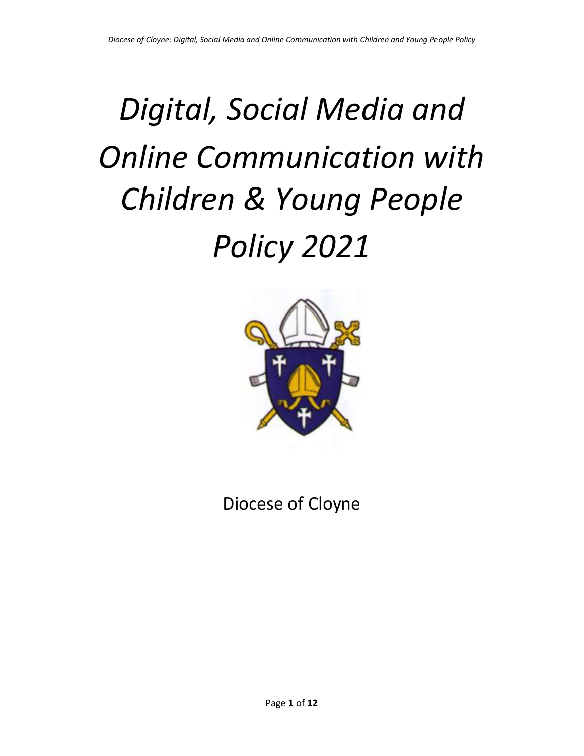# *Digital, Social Media and Online Communication with Children & Young People Policy 2021*

Diocese of Cloyne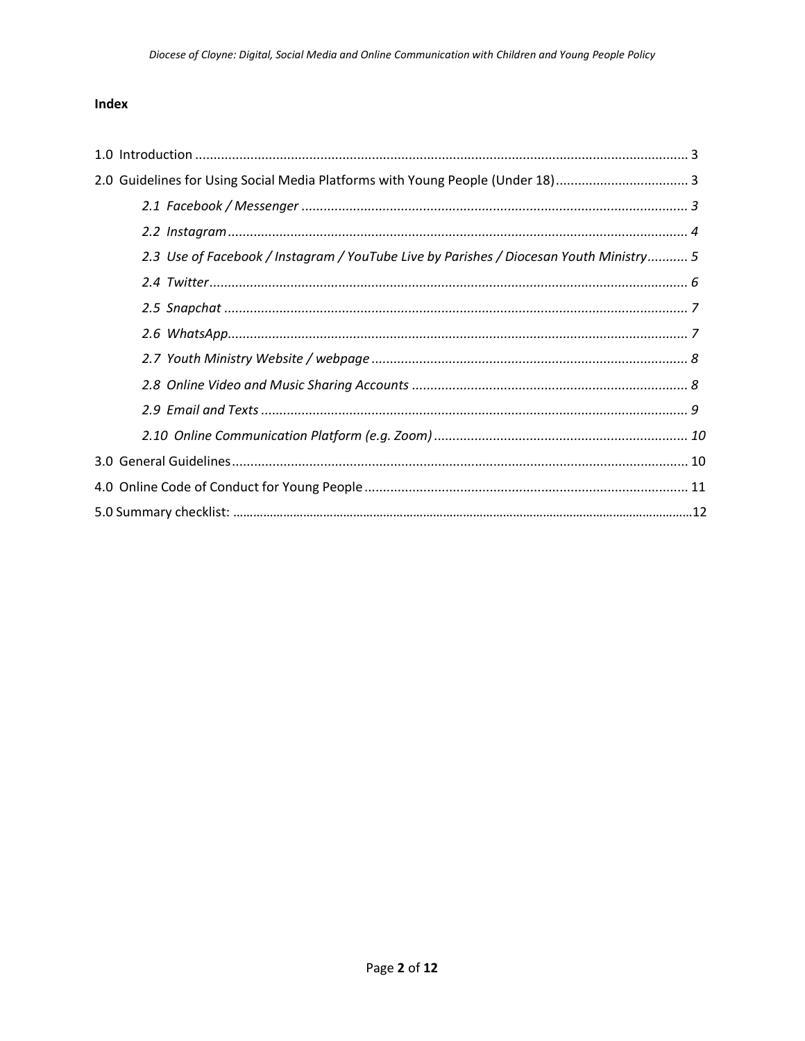**Index**

1.0 Introduction ........................................................................................................................ 3

2.0 Guidelines for Using Social Media Platforms with Young People (Under 18) .................................... 3

*2.1 Facebook / Messenger ......................................................................................................... 3*

*2.2 Instagram ............................................................................................................................ 4*

*2.3 Use of Facebook / Instagram / YouTube Live by Parishes / Diocesan Youth Ministry ........... 5*

*2.4 Twitter .................................................................................................................................. 6*

*2.5 Snapchat ............................................................................................................................. 7*

*2.6 WhatsApp ............................................................................................................................ 7*

*2.7 Youth Ministry Website / webpage ...................................................................................... 8*

*2.8 Online Video and Music Sharing Accounts ........................................................................... 8*

*2.9 Email and Texts .................................................................................................................... 9*

*2.10 Online Communication Platform (e.g. Zoom) ..................................................................... 10*

3.0 General Guidelines ............................................................................................................. 10

4.0 Online Code of Conduct for Young People ........................................................................... 11

5.0 Summary checklist: ............................................................................................................. 12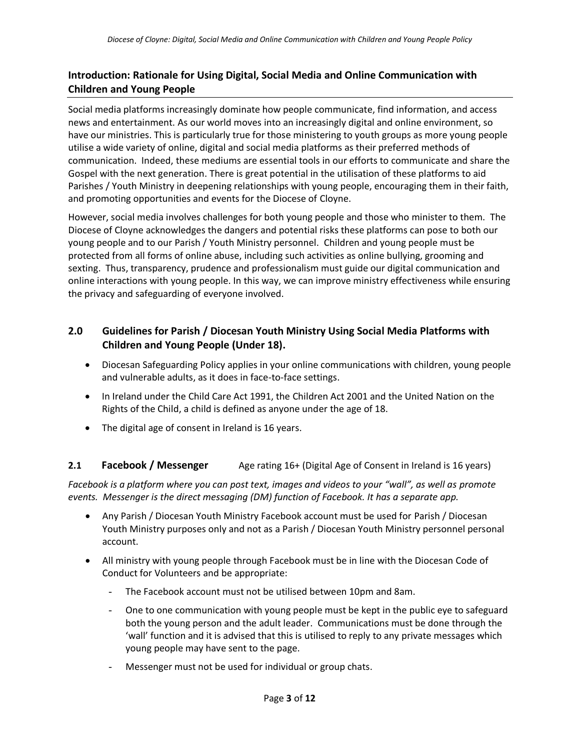## Introduction: Rationale for Using Digital, Social Media and Online Communication with Children and Young People

Social media platforms increasingly dominate how people communicate, find information, and access news and entertainment. As our world moves into an increasingly digital and online environment, so have our ministries. This is particularly true for those ministering to youth groups as more young people utilise a wide variety of online, digital and social media platforms as their preferred methods of communication. Indeed, these mediums are essential tools in our efforts to communicate and share the Gospel with the next generation. There is great potential in the utilisation of these platforms to aid Parishes / Youth Ministry in deepening relationships with young people, encouraging them in their faith, and promoting opportunities and events for the Diocese of Cloyne.

However, social media involves challenges for both young people and those who minister to them. The Diocese of Cloyne acknowledges the dangers and potential risks these platforms can pose to both our young people and to our Parish / Youth Ministry personnel. Children and young people must be protected from all forms of online abuse, including such activities as online bullying, grooming and sexting. Thus, transparency, prudence and professionalism must guide our digital communication and online interactions with young people. In this way, we can improve ministry effectiveness while ensuring the privacy and safeguarding of everyone involved.

## 2.0 Guidelines for Parish / Diocesan Youth Ministry Using Social Media Platforms with Children and Young People (Under 18).

- Diocesan Safeguarding Policy applies in your online communications with children, young people and vulnerable adults, as it does in face-to-face settings.
- In Ireland under the Child Care Act 1991, the Children Act 2001 and the United Nation on the Rights of the Child, a child is defined as anyone under the age of 18.
- The digital age of consent in Ireland is 16 years.

### 2.1 Facebook / Messenger — Age rating 16+ (Digital Age of Consent in Ireland is 16 years)

*Facebook is a platform where you can post text, images and videos to your "wall", as well as promote events. Messenger is the direct messaging (DM) function of Facebook. It has a separate app.*

- Any Parish / Diocesan Youth Ministry Facebook account must be used for Parish / Diocesan Youth Ministry purposes only and not as a Parish / Diocesan Youth Ministry personnel personal account.
- All ministry with young people through Facebook must be in line with the Diocesan Code of Conduct for Volunteers and be appropriate:
  - The Facebook account must not be utilised between 10pm and 8am.
  - One to one communication with young people must be kept in the public eye to safeguard both the young person and the adult leader. Communications must be done through the 'wall' function and it is advised that this is utilised to reply to any private messages which young people may have sent to the page.
  - Messenger must not be used for individual or group chats.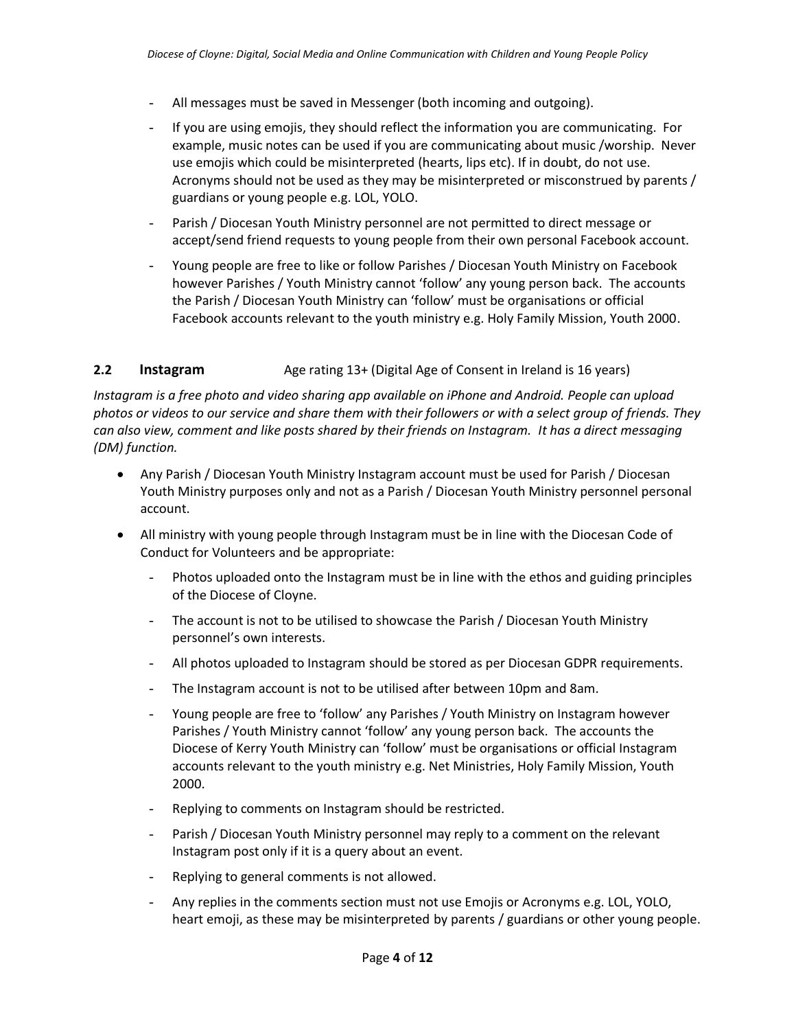- All messages must be saved in Messenger (both incoming and outgoing).
- If you are using emojis, they should reflect the information you are communicating. For example, music notes can be used if you are communicating about music /worship. Never use emojis which could be misinterpreted (hearts, lips etc). If in doubt, do not use. Acronyms should not be used as they may be misinterpreted or misconstrued by parents / guardians or young people e.g. LOL, YOLO.
- Parish / Diocesan Youth Ministry personnel are not permitted to direct message or accept/send friend requests to young people from their own personal Facebook account.
- Young people are free to like or follow Parishes / Diocesan Youth Ministry on Facebook however Parishes / Youth Ministry cannot 'follow' any young person back. The accounts the Parish / Diocesan Youth Ministry can 'follow' must be organisations or official Facebook accounts relevant to the youth ministry e.g. Holy Family Mission, Youth 2000.

### 2.2 Instagram

Age rating 13+ (Digital Age of Consent in Ireland is 16 years)

*Instagram is a free photo and video sharing app available on iPhone and Android. People can upload photos or videos to our service and share them with their followers or with a select group of friends. They can also view, comment and like posts shared by their friends on Instagram. It has a direct messaging (DM) function.*

- Any Parish / Diocesan Youth Ministry Instagram account must be used for Parish / Diocesan Youth Ministry purposes only and not as a Parish / Diocesan Youth Ministry personnel personal account.
- All ministry with young people through Instagram must be in line with the Diocesan Code of Conduct for Volunteers and be appropriate:
  - Photos uploaded onto the Instagram must be in line with the ethos and guiding principles of the Diocese of Cloyne.
  - The account is not to be utilised to showcase the Parish / Diocesan Youth Ministry personnel's own interests.
  - All photos uploaded to Instagram should be stored as per Diocesan GDPR requirements.
  - The Instagram account is not to be utilised after between 10pm and 8am.
  - Young people are free to 'follow' any Parishes / Youth Ministry on Instagram however Parishes / Youth Ministry cannot 'follow' any young person back. The accounts the Diocese of Kerry Youth Ministry can 'follow' must be organisations or official Instagram accounts relevant to the youth ministry e.g. Net Ministries, Holy Family Mission, Youth 2000.
  - Replying to comments on Instagram should be restricted.
  - Parish / Diocesan Youth Ministry personnel may reply to a comment on the relevant Instagram post only if it is a query about an event.
  - Replying to general comments is not allowed.
  - Any replies in the comments section must not use Emojis or Acronyms e.g. LOL, YOLO, heart emoji, as these may be misinterpreted by parents / guardians or other young people.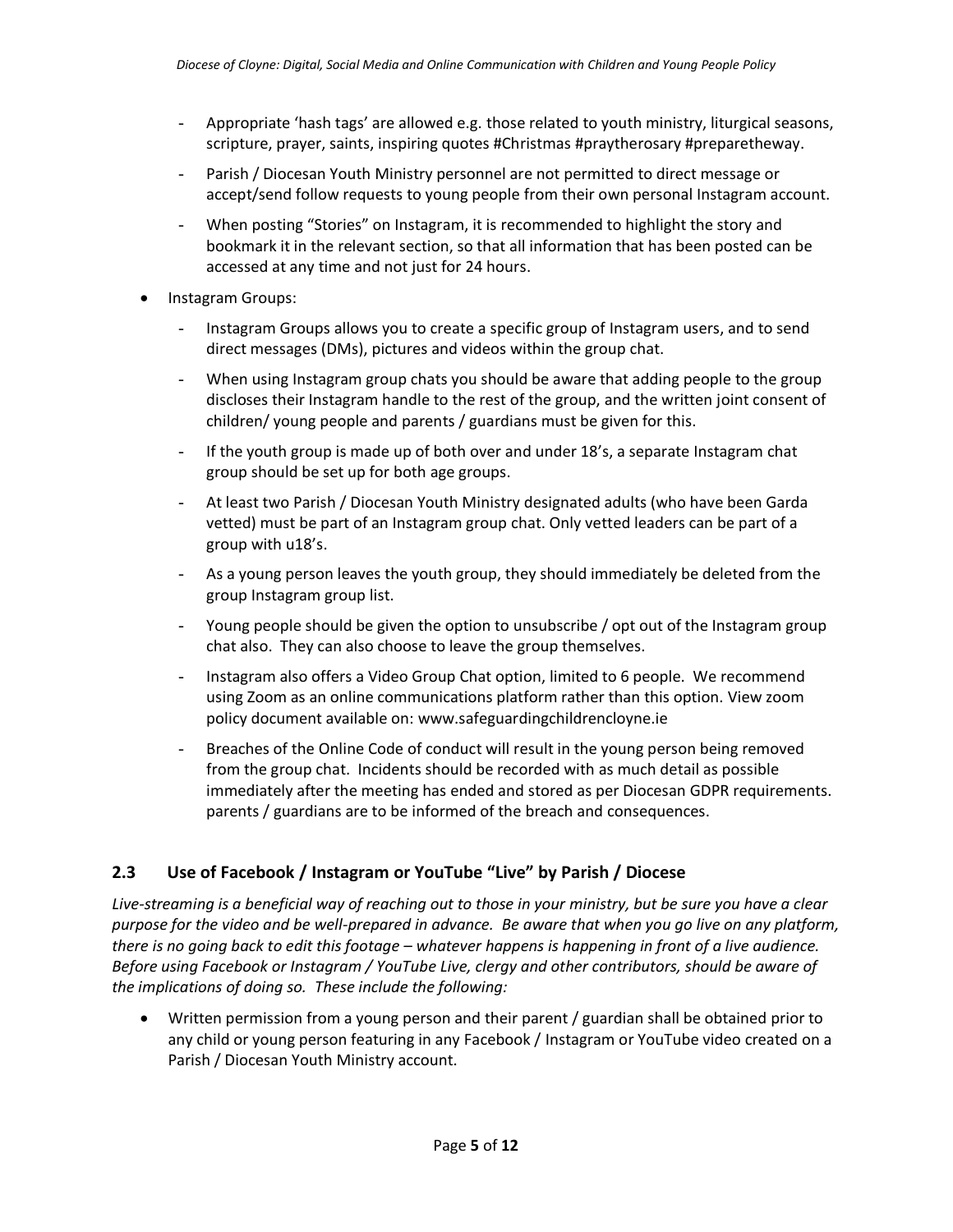- Appropriate 'hash tags' are allowed e.g. those related to youth ministry, liturgical seasons, scripture, prayer, saints, inspiring quotes #Christmas #praytherosary #preparetheway.
- Parish / Diocesan Youth Ministry personnel are not permitted to direct message or accept/send follow requests to young people from their own personal Instagram account.
- When posting "Stories" on Instagram, it is recommended to highlight the story and bookmark it in the relevant section, so that all information that has been posted can be accessed at any time and not just for 24 hours.

- Instagram Groups:
  - Instagram Groups allows you to create a specific group of Instagram users, and to send direct messages (DMs), pictures and videos within the group chat.
  - When using Instagram group chats you should be aware that adding people to the group discloses their Instagram handle to the rest of the group, and the written joint consent of children/ young people and parents / guardians must be given for this.
  - If the youth group is made up of both over and under 18's, a separate Instagram chat group should be set up for both age groups.
  - At least two Parish / Diocesan Youth Ministry designated adults (who have been Garda vetted) must be part of an Instagram group chat. Only vetted leaders can be part of a group with u18's.
  - As a young person leaves the youth group, they should immediately be deleted from the group Instagram group list.
  - Young people should be given the option to unsubscribe / opt out of the Instagram group chat also. They can also choose to leave the group themselves.
  - Instagram also offers a Video Group Chat option, limited to 6 people. We recommend using Zoom as an online communications platform rather than this option. View zoom policy document available on: www.safeguardingchildrencloyne.ie
  - Breaches of the Online Code of conduct will result in the young person being removed from the group chat. Incidents should be recorded with as much detail as possible immediately after the meeting has ended and stored as per Diocesan GDPR requirements. parents / guardians are to be informed of the breach and consequences.

## 2.3 Use of Facebook / Instagram or YouTube "Live" by Parish / Diocese

*Live-streaming is a beneficial way of reaching out to those in your ministry, but be sure you have a clear purpose for the video and be well-prepared in advance. Be aware that when you go live on any platform, there is no going back to edit this footage – whatever happens is happening in front of a live audience. Before using Facebook or Instagram / YouTube Live, clergy and other contributors, should be aware of the implications of doing so. These include the following:*

- Written permission from a young person and their parent / guardian shall be obtained prior to any child or young person featuring in any Facebook / Instagram or YouTube video created on a Parish / Diocesan Youth Ministry account.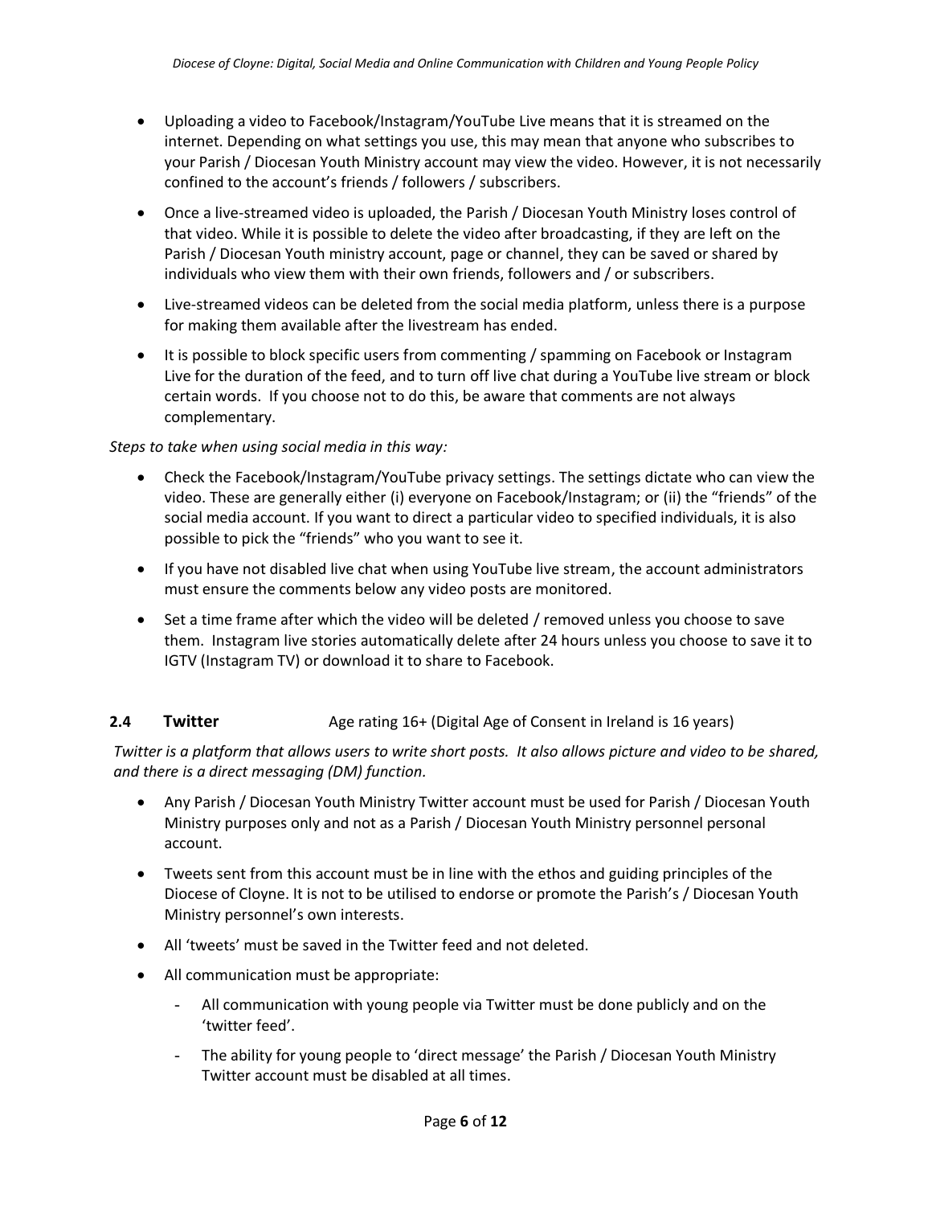- Uploading a video to Facebook/Instagram/YouTube Live means that it is streamed on the internet. Depending on what settings you use, this may mean that anyone who subscribes to your Parish / Diocesan Youth Ministry account may view the video. However, it is not necessarily confined to the account's friends / followers / subscribers.
- Once a live-streamed video is uploaded, the Parish / Diocesan Youth Ministry loses control of that video. While it is possible to delete the video after broadcasting, if they are left on the Parish / Diocesan Youth ministry account, page or channel, they can be saved or shared by individuals who view them with their own friends, followers and / or subscribers.
- Live-streamed videos can be deleted from the social media platform, unless there is a purpose for making them available after the livestream has ended.
- It is possible to block specific users from commenting / spamming on Facebook or Instagram Live for the duration of the feed, and to turn off live chat during a YouTube live stream or block certain words. If you choose not to do this, be aware that comments are not always complementary.

*Steps to take when using social media in this way:*

- Check the Facebook/Instagram/YouTube privacy settings. The settings dictate who can view the video. These are generally either (i) everyone on Facebook/Instagram; or (ii) the "friends" of the social media account. If you want to direct a particular video to specified individuals, it is also possible to pick the "friends" who you want to see it.
- If you have not disabled live chat when using YouTube live stream, the account administrators must ensure the comments below any video posts are monitored.
- Set a time frame after which the video will be deleted / removed unless you choose to save them. Instagram live stories automatically delete after 24 hours unless you choose to save it to IGTV (Instagram TV) or download it to share to Facebook.

### 2.4 Twitter — Age rating 16+ (Digital Age of Consent in Ireland is 16 years)

*Twitter is a platform that allows users to write short posts. It also allows picture and video to be shared, and there is a direct messaging (DM) function.*

- Any Parish / Diocesan Youth Ministry Twitter account must be used for Parish / Diocesan Youth Ministry purposes only and not as a Parish / Diocesan Youth Ministry personnel personal account.
- Tweets sent from this account must be in line with the ethos and guiding principles of the Diocese of Cloyne. It is not to be utilised to endorse or promote the Parish's / Diocesan Youth Ministry personnel's own interests.
- All 'tweets' must be saved in the Twitter feed and not deleted.
- All communication must be appropriate:
    - All communication with young people via Twitter must be done publicly and on the 'twitter feed'.
    - The ability for young people to 'direct message' the Parish / Diocesan Youth Ministry Twitter account must be disabled at all times.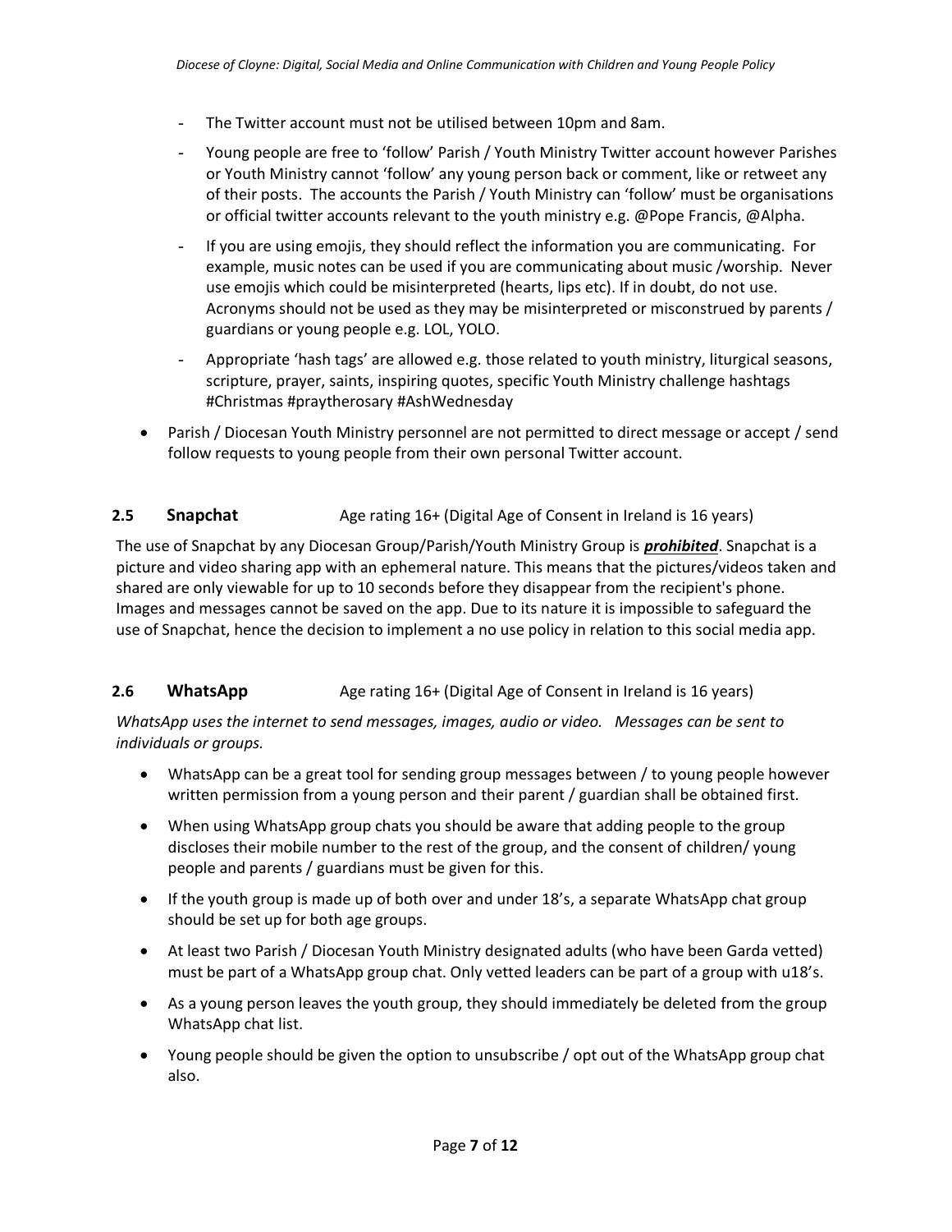- The Twitter account must not be utilised between 10pm and 8am.
- Young people are free to 'follow' Parish / Youth Ministry Twitter account however Parishes or Youth Ministry cannot 'follow' any young person back or comment, like or retweet any of their posts. The accounts the Parish / Youth Ministry can 'follow' must be organisations or official twitter accounts relevant to the youth ministry e.g. @Pope Francis, @Alpha.
- If you are using emojis, they should reflect the information you are communicating. For example, music notes can be used if you are communicating about music /worship. Never use emojis which could be misinterpreted (hearts, lips etc). If in doubt, do not use. Acronyms should not be used as they may be misinterpreted or misconstrued by parents / guardians or young people e.g. LOL, YOLO.
- Appropriate 'hash tags' are allowed e.g. those related to youth ministry, liturgical seasons, scripture, prayer, saints, inspiring quotes, specific Youth Ministry challenge hashtags #Christmas #praytherosary #AshWednesday

- Parish / Diocesan Youth Ministry personnel are not permitted to direct message or accept / send follow requests to young people from their own personal Twitter account.

### 2.5 Snapchat — Age rating 16+ (Digital Age of Consent in Ireland is 16 years)

The use of Snapchat by any Diocesan Group/Parish/Youth Ministry Group is ***prohibited***. Snapchat is a picture and video sharing app with an ephemeral nature. This means that the pictures/videos taken and shared are only viewable for up to 10 seconds before they disappear from the recipient's phone. Images and messages cannot be saved on the app. Due to its nature it is impossible to safeguard the use of Snapchat, hence the decision to implement a no use policy in relation to this social media app.

### 2.6 WhatsApp — Age rating 16+ (Digital Age of Consent in Ireland is 16 years)

*WhatsApp uses the internet to send messages, images, audio or video. Messages can be sent to individuals or groups.*

- WhatsApp can be a great tool for sending group messages between / to young people however written permission from a young person and their parent / guardian shall be obtained first.
- When using WhatsApp group chats you should be aware that adding people to the group discloses their mobile number to the rest of the group, and the consent of children/ young people and parents / guardians must be given for this.
- If the youth group is made up of both over and under 18's, a separate WhatsApp chat group should be set up for both age groups.
- At least two Parish / Diocesan Youth Ministry designated adults (who have been Garda vetted) must be part of a WhatsApp group chat. Only vetted leaders can be part of a group with u18's.
- As a young person leaves the youth group, they should immediately be deleted from the group WhatsApp chat list.
- Young people should be given the option to unsubscribe / opt out of the WhatsApp group chat also.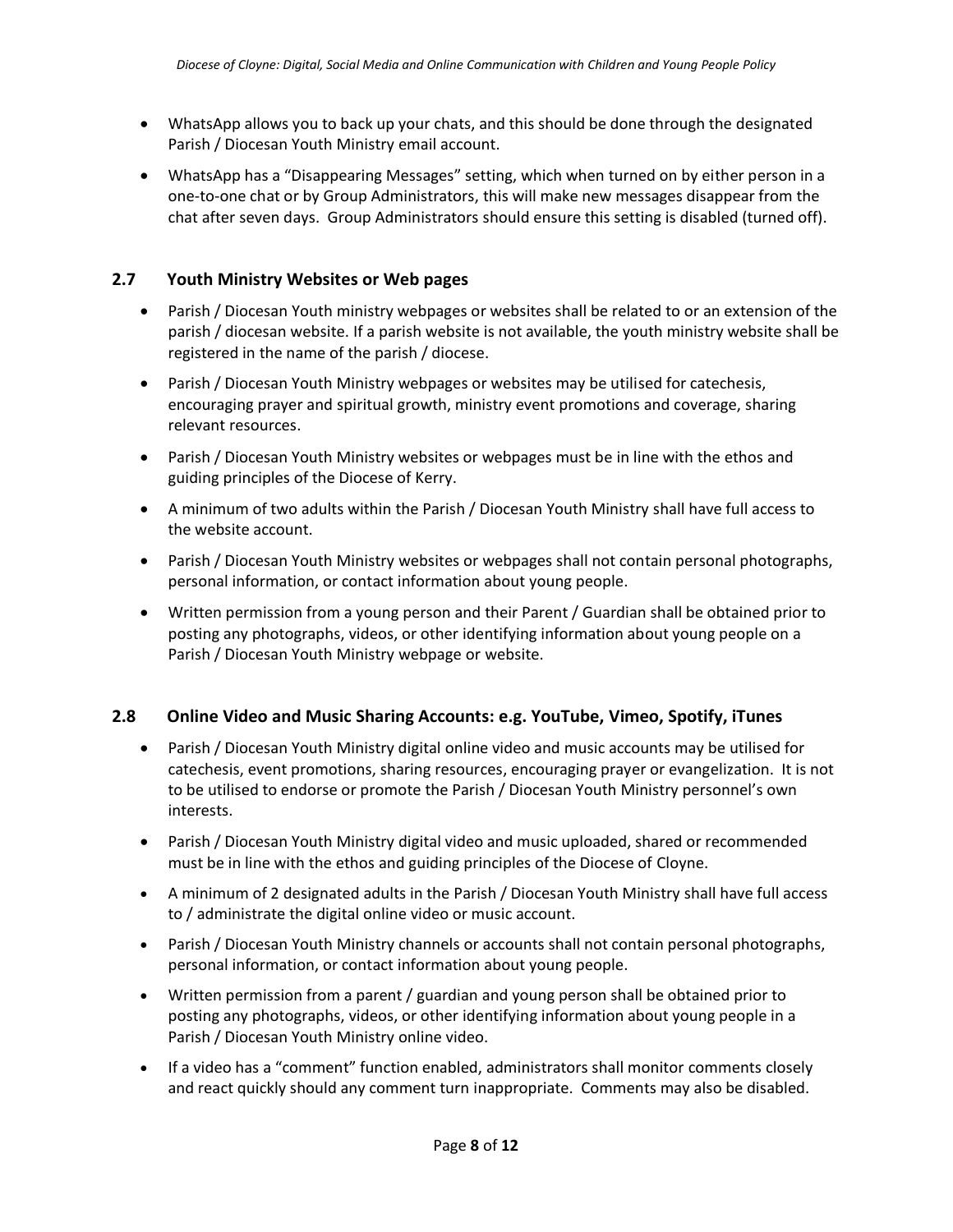- WhatsApp allows you to back up your chats, and this should be done through the designated Parish / Diocesan Youth Ministry email account.
- WhatsApp has a "Disappearing Messages" setting, which when turned on by either person in a one-to-one chat or by Group Administrators, this will make new messages disappear from the chat after seven days. Group Administrators should ensure this setting is disabled (turned off).

## 2.7 Youth Ministry Websites or Web pages

- Parish / Diocesan Youth ministry webpages or websites shall be related to or an extension of the parish / diocesan website. If a parish website is not available, the youth ministry website shall be registered in the name of the parish / diocese.
- Parish / Diocesan Youth Ministry webpages or websites may be utilised for catechesis, encouraging prayer and spiritual growth, ministry event promotions and coverage, sharing relevant resources.
- Parish / Diocesan Youth Ministry websites or webpages must be in line with the ethos and guiding principles of the Diocese of Kerry.
- A minimum of two adults within the Parish / Diocesan Youth Ministry shall have full access to the website account.
- Parish / Diocesan Youth Ministry websites or webpages shall not contain personal photographs, personal information, or contact information about young people.
- Written permission from a young person and their Parent / Guardian shall be obtained prior to posting any photographs, videos, or other identifying information about young people on a Parish / Diocesan Youth Ministry webpage or website.

## 2.8 Online Video and Music Sharing Accounts: e.g. YouTube, Vimeo, Spotify, iTunes

- Parish / Diocesan Youth Ministry digital online video and music accounts may be utilised for catechesis, event promotions, sharing resources, encouraging prayer or evangelization. It is not to be utilised to endorse or promote the Parish / Diocesan Youth Ministry personnel's own interests.
- Parish / Diocesan Youth Ministry digital video and music uploaded, shared or recommended must be in line with the ethos and guiding principles of the Diocese of Cloyne.
- A minimum of 2 designated adults in the Parish / Diocesan Youth Ministry shall have full access to / administrate the digital online video or music account.
- Parish / Diocesan Youth Ministry channels or accounts shall not contain personal photographs, personal information, or contact information about young people.
- Written permission from a parent / guardian and young person shall be obtained prior to posting any photographs, videos, or other identifying information about young people in a Parish / Diocesan Youth Ministry online video.
- If a video has a "comment" function enabled, administrators shall monitor comments closely and react quickly should any comment turn inappropriate. Comments may also be disabled.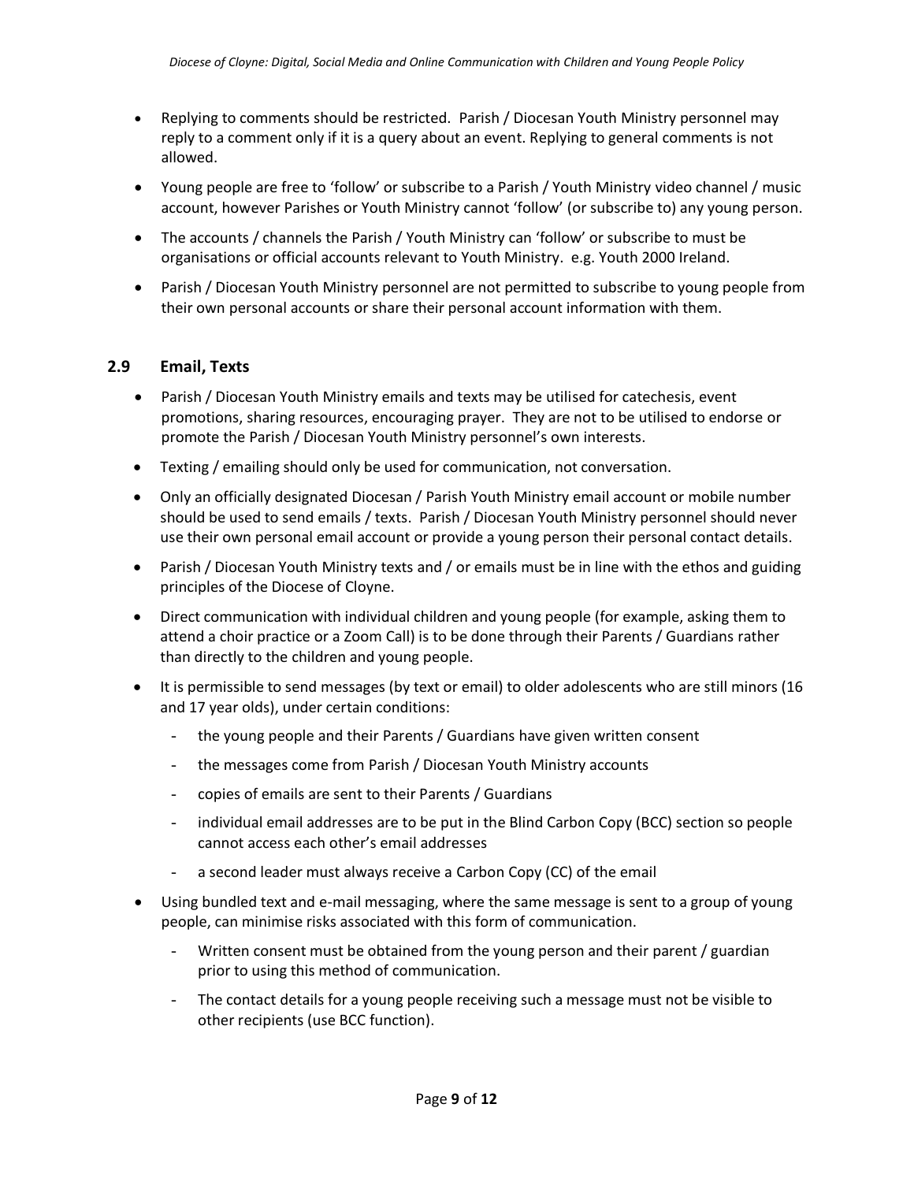- Replying to comments should be restricted. Parish / Diocesan Youth Ministry personnel may reply to a comment only if it is a query about an event. Replying to general comments is not allowed.
- Young people are free to 'follow' or subscribe to a Parish / Youth Ministry video channel / music account, however Parishes or Youth Ministry cannot 'follow' (or subscribe to) any young person.
- The accounts / channels the Parish / Youth Ministry can 'follow' or subscribe to must be organisations or official accounts relevant to Youth Ministry. e.g. Youth 2000 Ireland.
- Parish / Diocesan Youth Ministry personnel are not permitted to subscribe to young people from their own personal accounts or share their personal account information with them.

### 2.9 Email, Texts

- Parish / Diocesan Youth Ministry emails and texts may be utilised for catechesis, event promotions, sharing resources, encouraging prayer. They are not to be utilised to endorse or promote the Parish / Diocesan Youth Ministry personnel's own interests.
- Texting / emailing should only be used for communication, not conversation.
- Only an officially designated Diocesan / Parish Youth Ministry email account or mobile number should be used to send emails / texts. Parish / Diocesan Youth Ministry personnel should never use their own personal email account or provide a young person their personal contact details.
- Parish / Diocesan Youth Ministry texts and / or emails must be in line with the ethos and guiding principles of the Diocese of Cloyne.
- Direct communication with individual children and young people (for example, asking them to attend a choir practice or a Zoom Call) is to be done through their Parents / Guardians rather than directly to the children and young people.
- It is permissible to send messages (by text or email) to older adolescents who are still minors (16 and 17 year olds), under certain conditions:
    - the young people and their Parents / Guardians have given written consent
    - the messages come from Parish / Diocesan Youth Ministry accounts
    - copies of emails are sent to their Parents / Guardians
    - individual email addresses are to be put in the Blind Carbon Copy (BCC) section so people cannot access each other's email addresses
    - a second leader must always receive a Carbon Copy (CC) of the email
- Using bundled text and e-mail messaging, where the same message is sent to a group of young people, can minimise risks associated with this form of communication.
    - Written consent must be obtained from the young person and their parent / guardian prior to using this method of communication.
    - The contact details for a young people receiving such a message must not be visible to other recipients (use BCC function).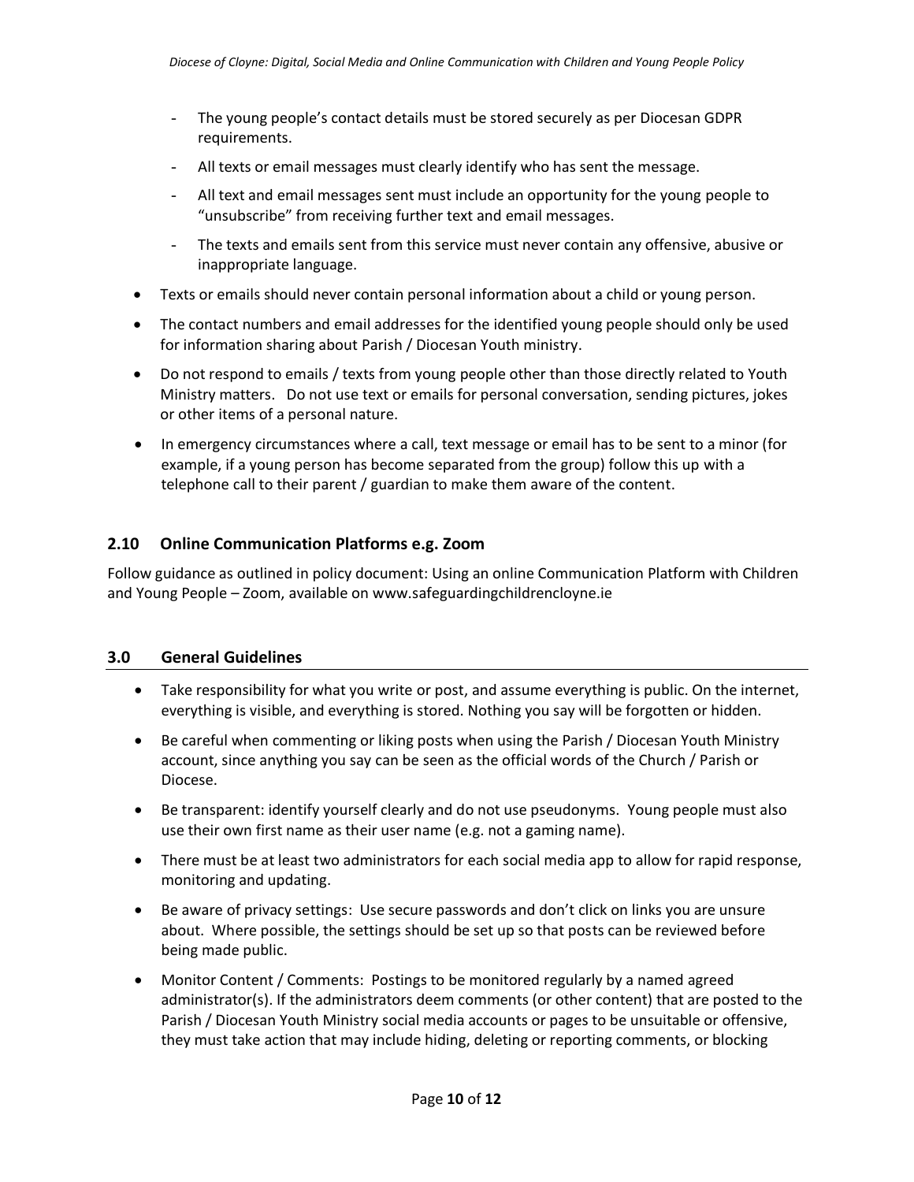- The young people's contact details must be stored securely as per Diocesan GDPR requirements.
  - All texts or email messages must clearly identify who has sent the message.
  - All text and email messages sent must include an opportunity for the young people to "unsubscribe" from receiving further text and email messages.
  - The texts and emails sent from this service must never contain any offensive, abusive or inappropriate language.

- Texts or emails should never contain personal information about a child or young person.
- The contact numbers and email addresses for the identified young people should only be used for information sharing about Parish / Diocesan Youth ministry.
- Do not respond to emails / texts from young people other than those directly related to Youth Ministry matters. Do not use text or emails for personal conversation, sending pictures, jokes or other items of a personal nature.
- In emergency circumstances where a call, text message or email has to be sent to a minor (for example, if a young person has become separated from the group) follow this up with a telephone call to their parent / guardian to make them aware of the content.

### 2.10 Online Communication Platforms e.g. Zoom

Follow guidance as outlined in policy document: Using an online Communication Platform with Children and Young People – Zoom, available on www.safeguardingchildrencloyne.ie

## 3.0 General Guidelines

- Take responsibility for what you write or post, and assume everything is public. On the internet, everything is visible, and everything is stored. Nothing you say will be forgotten or hidden.
- Be careful when commenting or liking posts when using the Parish / Diocesan Youth Ministry account, since anything you say can be seen as the official words of the Church / Parish or Diocese.
- Be transparent: identify yourself clearly and do not use pseudonyms. Young people must also use their own first name as their user name (e.g. not a gaming name).
- There must be at least two administrators for each social media app to allow for rapid response, monitoring and updating.
- Be aware of privacy settings: Use secure passwords and don't click on links you are unsure about. Where possible, the settings should be set up so that posts can be reviewed before being made public.
- Monitor Content / Comments: Postings to be monitored regularly by a named agreed administrator(s). If the administrators deem comments (or other content) that are posted to the Parish / Diocesan Youth Ministry social media accounts or pages to be unsuitable or offensive, they must take action that may include hiding, deleting or reporting comments, or blocking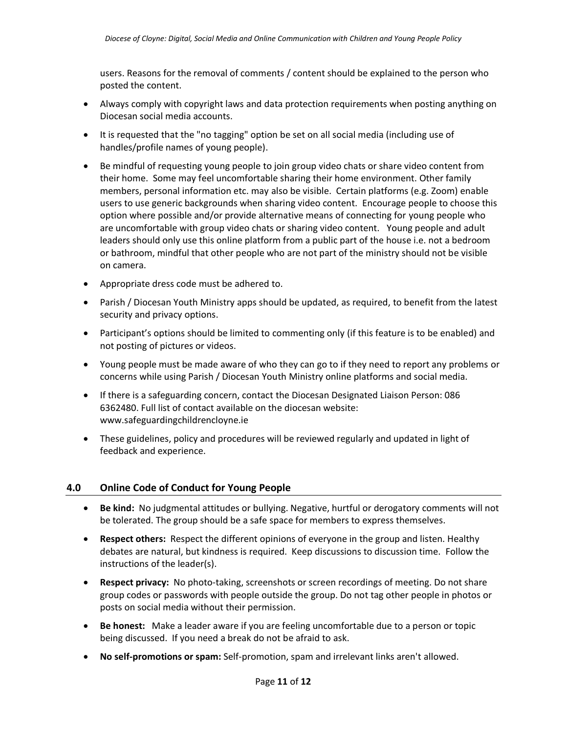users. Reasons for the removal of comments / content should be explained to the person who posted the content.

- Always comply with copyright laws and data protection requirements when posting anything on Diocesan social media accounts.
- It is requested that the "no tagging" option be set on all social media (including use of handles/profile names of young people).
- Be mindful of requesting young people to join group video chats or share video content from their home. Some may feel uncomfortable sharing their home environment. Other family members, personal information etc. may also be visible. Certain platforms (e.g. Zoom) enable users to use generic backgrounds when sharing video content. Encourage people to choose this option where possible and/or provide alternative means of connecting for young people who are uncomfortable with group video chats or sharing video content. Young people and adult leaders should only use this online platform from a public part of the house i.e. not a bedroom or bathroom, mindful that other people who are not part of the ministry should not be visible on camera.
- Appropriate dress code must be adhered to.
- Parish / Diocesan Youth Ministry apps should be updated, as required, to benefit from the latest security and privacy options.
- Participant's options should be limited to commenting only (if this feature is to be enabled) and not posting of pictures or videos.
- Young people must be made aware of who they can go to if they need to report any problems or concerns while using Parish / Diocesan Youth Ministry online platforms and social media.
- If there is a safeguarding concern, contact the Diocesan Designated Liaison Person: 086 6362480. Full list of contact available on the diocesan website: www.safeguardingchildrencloyne.ie
- These guidelines, policy and procedures will be reviewed regularly and updated in light of feedback and experience.

## 4.0 Online Code of Conduct for Young People

- **Be kind:** No judgmental attitudes or bullying. Negative, hurtful or derogatory comments will not be tolerated. The group should be a safe space for members to express themselves.
- **Respect others:** Respect the different opinions of everyone in the group and listen. Healthy debates are natural, but kindness is required. Keep discussions to discussion time. Follow the instructions of the leader(s).
- **Respect privacy:** No photo-taking, screenshots or screen recordings of meeting. Do not share group codes or passwords with people outside the group. Do not tag other people in photos or posts on social media without their permission.
- **Be honest:** Make a leader aware if you are feeling uncomfortable due to a person or topic being discussed. If you need a break do not be afraid to ask.
- **No self-promotions or spam:** Self-promotion, spam and irrelevant links aren't allowed.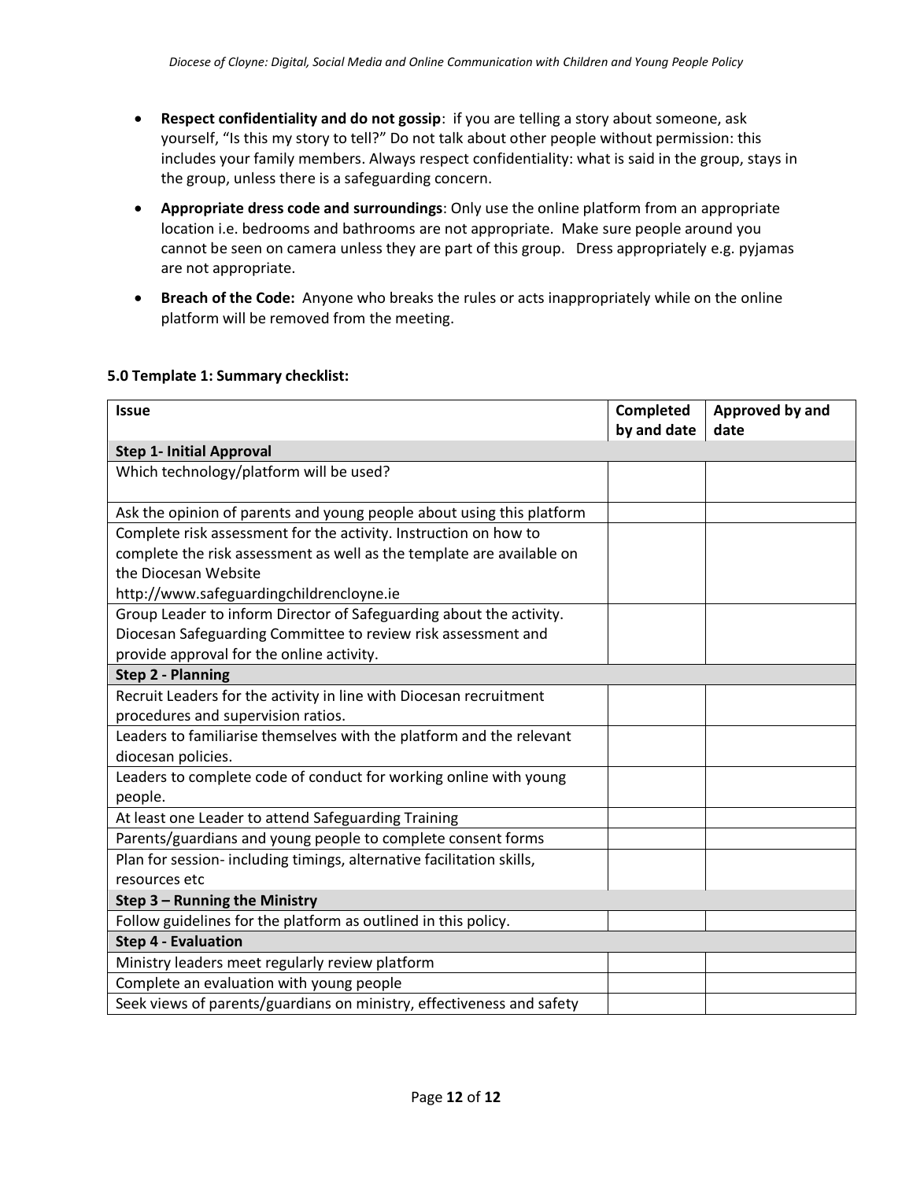- **Respect confidentiality and do not gossip**: if you are telling a story about someone, ask yourself, "Is this my story to tell?" Do not talk about other people without permission: this includes your family members. Always respect confidentiality: what is said in the group, stays in the group, unless there is a safeguarding concern.

- **Appropriate dress code and surroundings**: Only use the online platform from an appropriate location i.e. bedrooms and bathrooms are not appropriate. Make sure people around you cannot be seen on camera unless they are part of this group. Dress appropriately e.g. pyjamas are not appropriate.

- **Breach of the Code:** Anyone who breaks the rules or acts inappropriately while on the online platform will be removed from the meeting.

### 5.0 Template 1: Summary checklist:

| Issue | Completed by and date | Approved by and date |
|---|---|---|
| **Step 1- Initial Approval** | | |
| Which technology/platform will be used? | | |
| Ask the opinion of parents and young people about using this platform | | |
| Complete risk assessment for the activity. Instruction on how to complete the risk assessment as well as the template are available on the Diocesan Website http://www.safeguardingchildrencloyne.ie | | |
| Group Leader to inform Director of Safeguarding about the activity. Diocesan Safeguarding Committee to review risk assessment and provide approval for the online activity. | | |
| **Step 2 - Planning** | | |
| Recruit Leaders for the activity in line with Diocesan recruitment procedures and supervision ratios. | | |
| Leaders to familiarise themselves with the platform and the relevant diocesan policies. | | |
| Leaders to complete code of conduct for working online with young people. | | |
| At least one Leader to attend Safeguarding Training | | |
| Parents/guardians and young people to complete consent forms | | |
| Plan for session- including timings, alternative facilitation skills, resources etc | | |
| **Step 3 – Running the Ministry** | | |
| Follow guidelines for the platform as outlined in this policy. | | |
| **Step 4 - Evaluation** | | |
| Ministry leaders meet regularly review platform | | |
| Complete an evaluation with young people | | |
| Seek views of parents/guardians on ministry, effectiveness and safety | | |